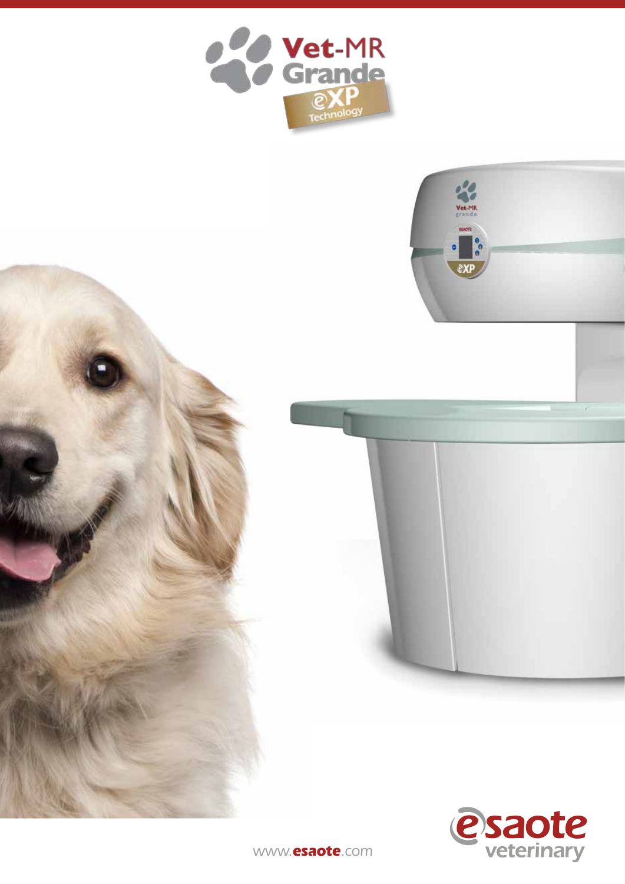# Vet-MR Grande

eXP Technology

www.esaote.com

esaote veterinary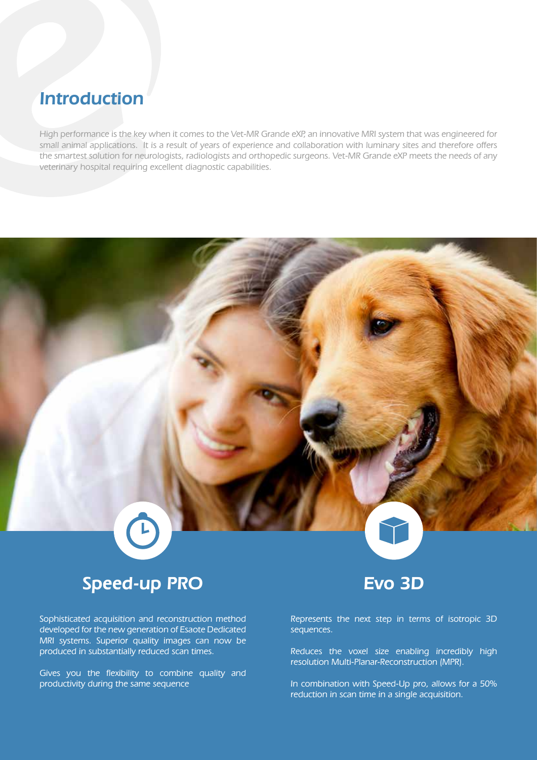# Introduction

High performance is the key when it comes to the Vet-MR Grande eXP, an innovative MRI system that was engineered for small animal applications. It is a result of years of experience and collaboration with luminary sites and therefore offers the smartest solution for neurologists, radiologists and orthopedic surgeons. Vet-MR Grande eXP meets the needs of any veterinary hospital requiring excellent diagnostic capabilities.

## Speed-up PRO

Sophisticated acquisition and reconstruction method developed for the new generation of Esaote Dedicated MRI systems. Superior quality images can now be produced in substantially reduced scan times.

Gives you the flexibility to combine quality and productivity during the same sequence

## Evo 3D

Represents the next step in terms of isotropic 3D sequences.

Reduces the voxel size enabling incredibly high resolution Multi-Planar-Reconstruction (MPR).

In combination with Speed-Up pro, allows for a 50% reduction in scan time in a single acquisition.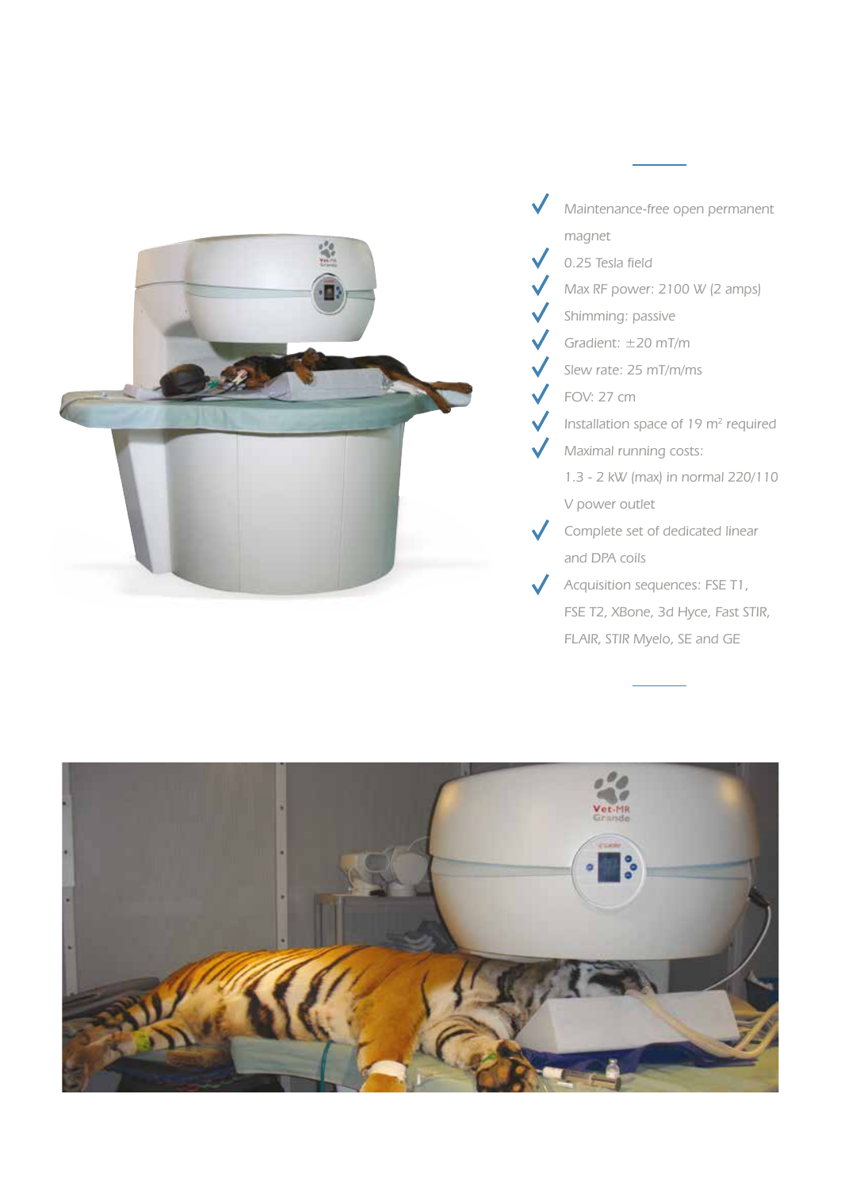- Maintenance-free open permanent magnet
- 0.25 Tesla field
- Max RF power: 2100 W (2 amps)
- Shimming: passive
- Gradient: ±20 mT/m
- Slew rate: 25 mT/m/ms
- FOV: 27 cm
- Installation space of 19 $m^2$ required
- Maximal running costs: 1.3 - 2 kW (max) in normal 220/110 V power outlet
- Complete set of dedicated linear and DPA coils
- Acquisition sequences: FSE T1, FSE T2, XBone, 3d Hyce, Fast STIR, FLAIR, STIR Myelo, SE and GE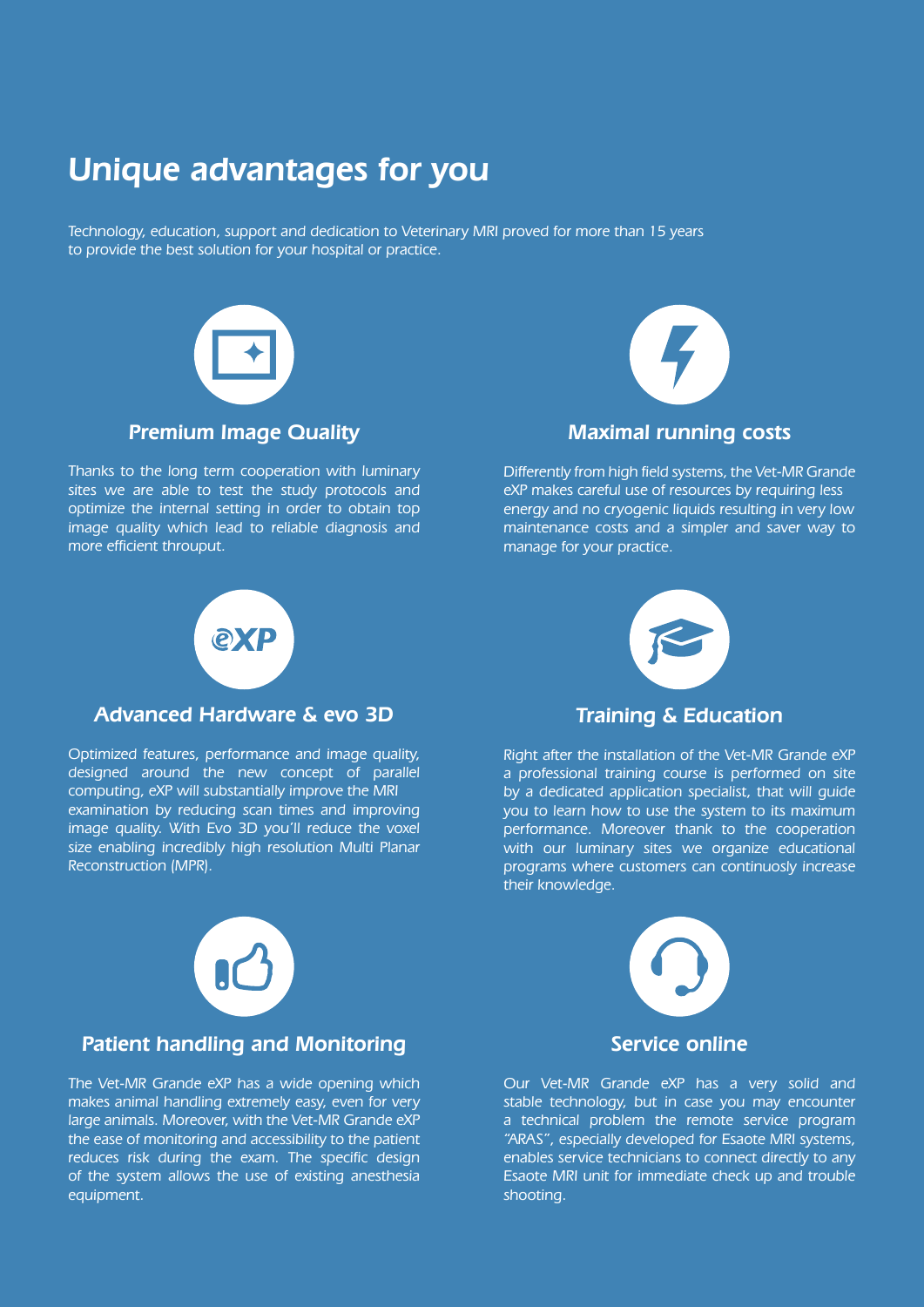# Unique advantages for you

Technology, education, support and dedication to Veterinary MRI proved for more than 15 years to provide the best solution for your hospital or practice.

## Premium Image Quality

Thanks to the long term cooperation with luminary sites we are able to test the study protocols and optimize the internal setting in order to obtain top image quality which lead to reliable diagnosis and more efficient throuput.

## Maximal running costs

Differently from high field systems, the Vet-MR Grande eXP makes careful use of resources by requiring less energy and no cryogenic liquids resulting in very low maintenance costs and a simpler and saver way to manage for your practice.

## Advanced Hardware & evo 3D

Optimized features, performance and image quality, designed around the new concept of parallel computing, eXP will substantially improve the MRI examination by reducing scan times and improving image quality. With Evo 3D you'll reduce the voxel size enabling incredibly high resolution Multi Planar Reconstruction (MPR).

## Training & Education

Right after the installation of the Vet-MR Grande eXP a professional training course is performed on site by a dedicated application specialist, that will guide you to learn how to use the system to its maximum performance. Moreover thank to the cooperation with our luminary sites we organize educational programs where customers can continously increase their knowledge.

## Patient handling and Monitoring

The Vet-MR Grande eXP has a wide opening which makes animal handling extremely easy, even for very large animals. Moreover, with the Vet-MR Grande eXP the ease of monitoring and accessibility to the patient reduces risk during the exam. The specific design of the system allows the use of existing anesthesia equipment.

## Service online

Our Vet-MR Grande eXP has a very solid and stable technology, but in case you may encounter a technical problem the remote service program "ARAS", especially developed for Esaote MRI systems, enables service technicians to connect directly to any Esaote MRI unit for immediate check up and trouble shooting.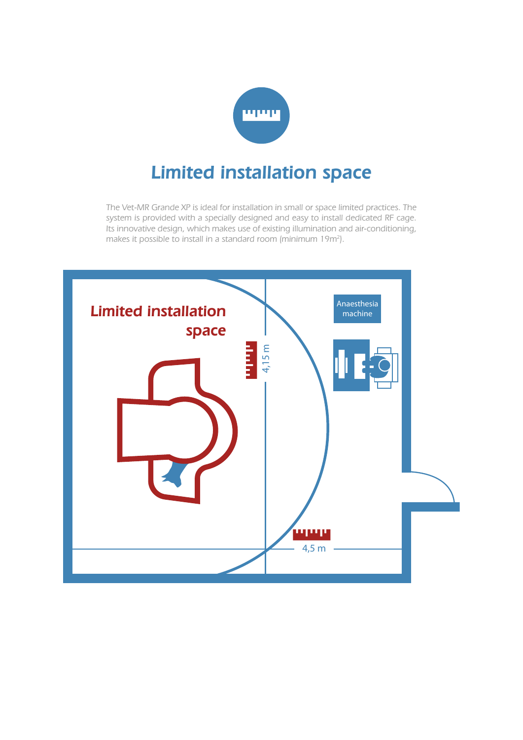# Limited installation space

The Vet-MR Grande XP is ideal for installation in small or space limited practices. The system is provided with a specially designed and easy to install dedicated RF cage. Its innovative design, which makes use of existing illumination and air-conditioning, makes it possible to install in a standard room (minimum 19m²).

Limited installation space

Anaesthesia machine

4,15 m

4,5 m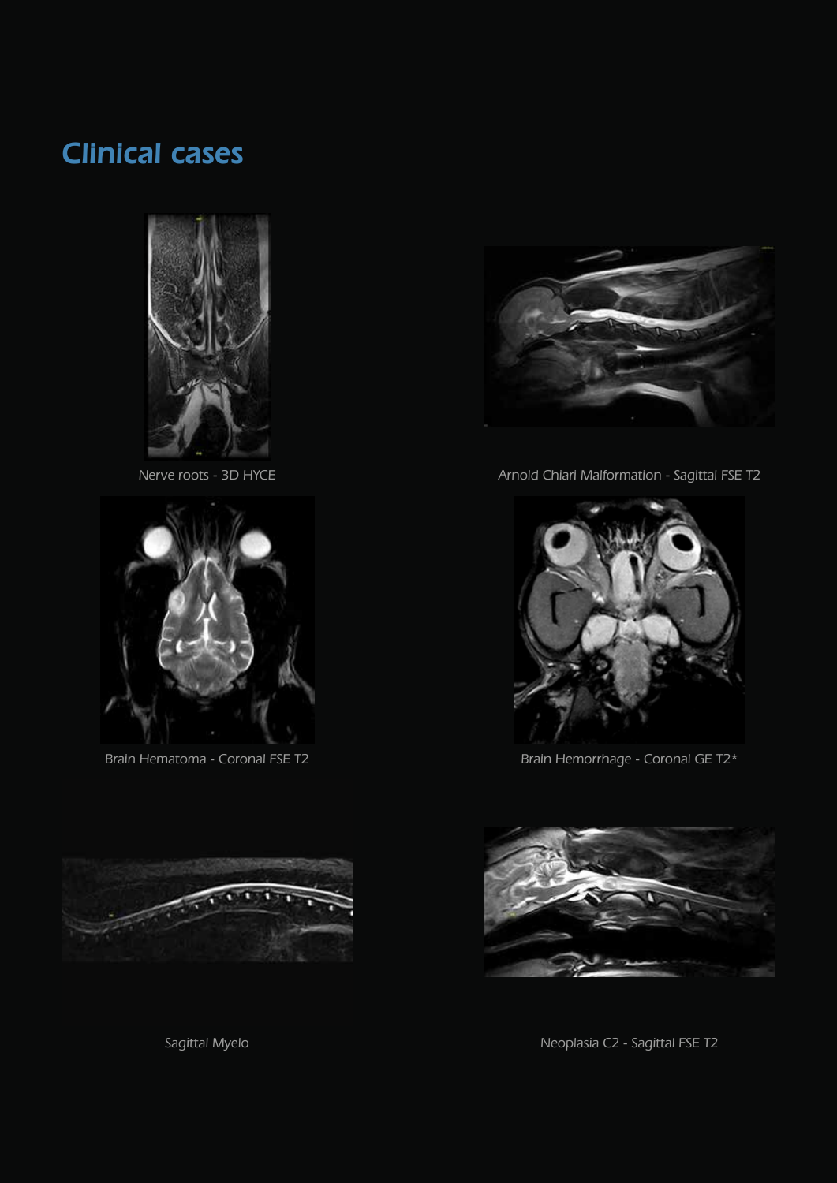# Clinical cases

Nerve roots - 3D HYCE

Arnold Chiari Malformation - Sagittal FSE T2

Brain Hematoma - Coronal FSE T2

Brain Hemorrhage - Coronal GE T2*

Sagittal Myelo

Neoplasia C2 - Sagittal FSE T2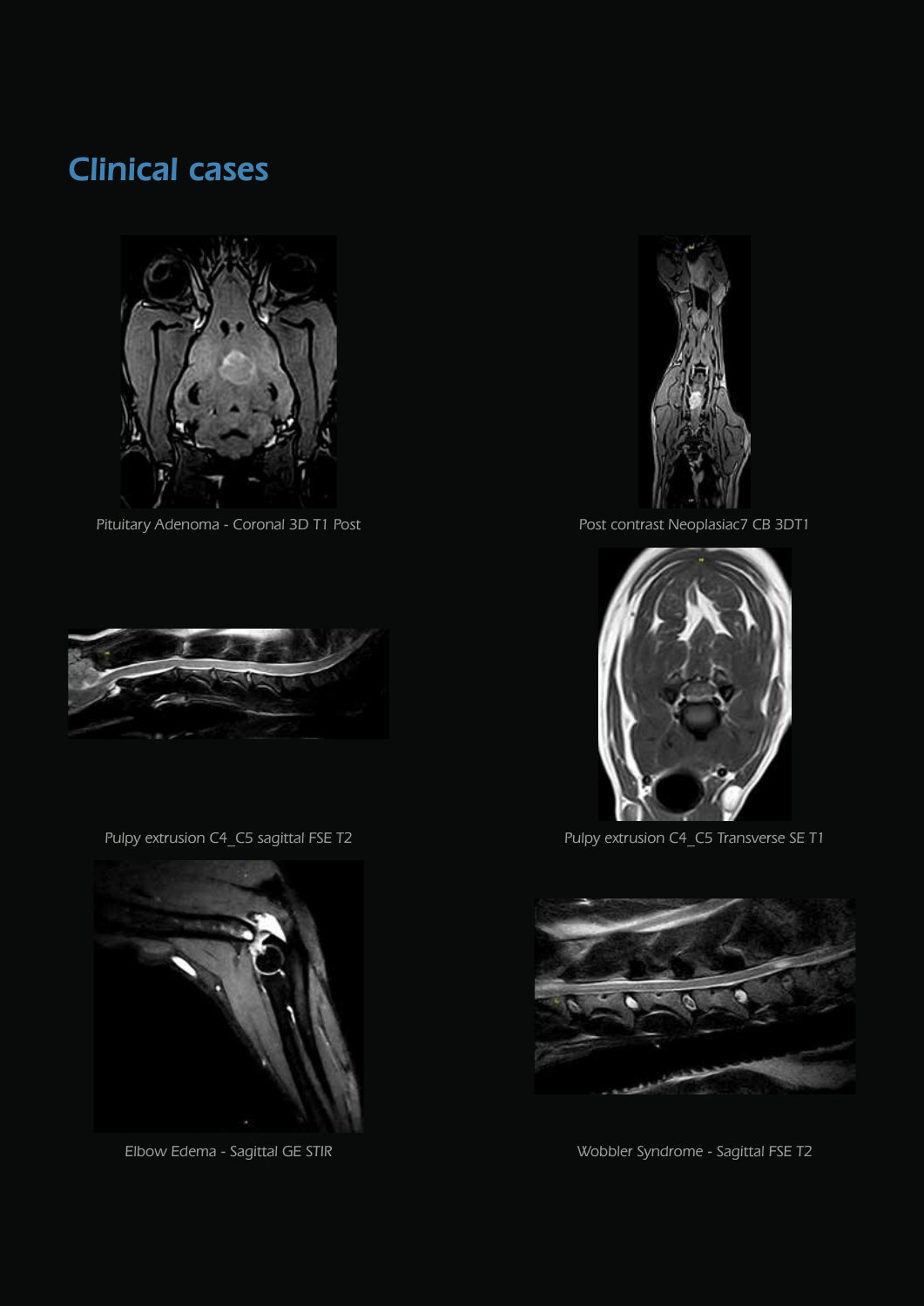# Clinical cases

Pituitary Adenoma - Coronal 3D T1 Post

Post contrast Neoplasiac7 CB 3DT1

Pulpy extrusion C4_C5 sagittal FSE T2

Pulpy extrusion C4_C5 Transverse SE T1

Elbow Edema - Sagittal GE STIR

Wobbler Syndrome - Sagittal FSE T2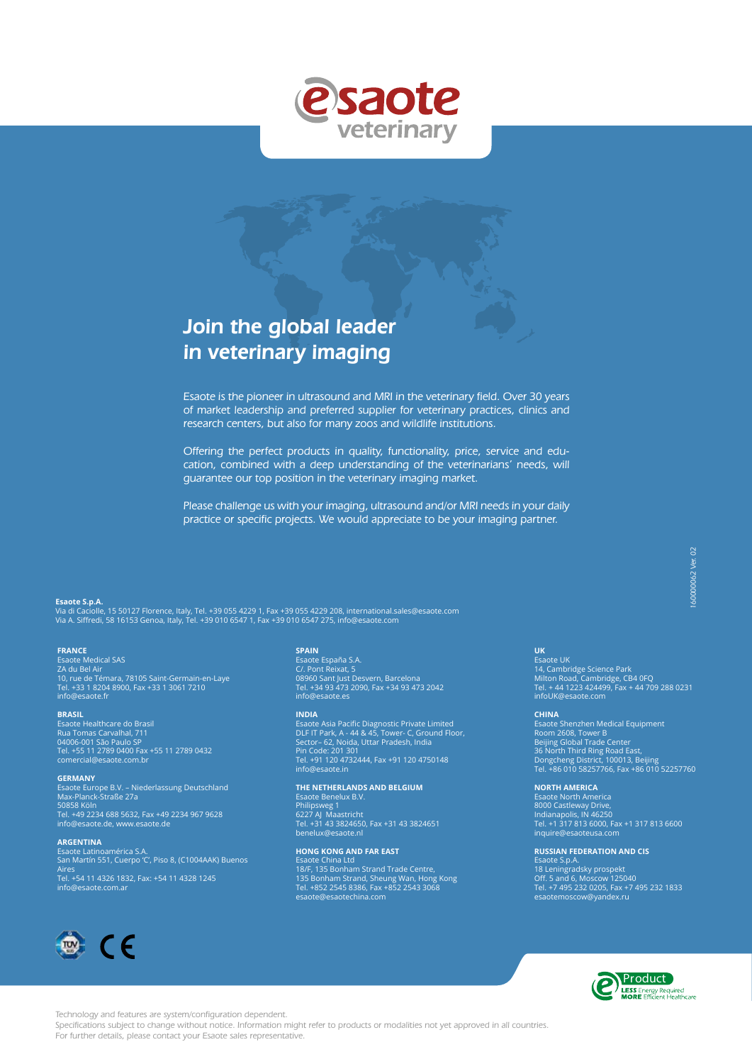esaote veterinary

# Join the global leader in veterinary imaging

Esaote is the pioneer in ultrasound and MRI in the veterinary field. Over 30 years of market leadership and preferred supplier for veterinary practices, clinics and research centers, but also for many zoos and wildlife institutions.

Offering the perfect products in quality, functionality, price, service and education, combined with a deep understanding of the veterinarians' needs, will guarantee our top position in the veterinary imaging market.

Please challenge us with your imaging, ultrasound and/or MRI needs in your daily practice or specific projects. We would appreciate to be your imaging partner.

160000062 Ver. 02

**Esaote S.p.A.**
Via di Caciolle, 15 50127 Florence, Italy, Tel. +39 055 4229 1, Fax +39 055 4229 208, international.sales@esaote.com
Via A. Siffredi, 58 16153 Genoa, Italy, Tel. +39 010 6547 1, Fax +39 010 6547 275, info@esaote.com

**FRANCE**
Esaote Medical SAS
ZA du Bel Air
10, rue de Témara, 78105 Saint-Germain-en-Laye
Tel. +33 1 8204 8900, Fax +33 1 3061 7210
info@esaote.fr

**BRASIL**
Esaote Healthcare do Brasil
Rua Tomas Carvalhal, 711
04006-001 São Paulo SP
Tel. +55 11 2789 0400 Fax +55 11 2789 0432
comercial@esaote.com.br

**GERMANY**
Esaote Europe B.V. – Niederlassung Deutschland
Max-Planck-Straße 27a
50858 Köln
Tel. +49 2234 688 5632, Fax +49 2234 967 9628
info@esaote.de, www.esaote.de

**ARGENTINA**
Esaote Latinoamérica S.A.
San Martín 551, Cuerpo 'C', Piso 8, (C1004AAK) Buenos Aires
Tel. +54 11 4326 1832, Fax: +54 11 4328 1245
info@esaote.com.ar

**SPAIN**
Esaote España S.A.
C/. Pont Reixat, 5
08960 Sant Just Desvern, Barcelona
Tel. +34 93 473 2090, Fax +34 93 473 2042
info@esaote.es

**INDIA**
Esaote Asia Pacific Diagnostic Private Limited
DLF IT Park, A - 44 & 45, Tower- C, Ground Floor,
Sector– 62, Noida, Uttar Pradesh, India
Pin Code: 201 301
Tel. +91 120 4732444, Fax +91 120 4750148
info@esaote.in

**THE NETHERLANDS AND BELGIUM**
Esaote Benelux B.V.
Philipsweg 1
6227 AJ Maastricht
Tel. +31 43 3824650, Fax +31 43 3824651
benelux@esaote.nl

**HONG KONG AND FAR EAST**
Esaote China Ltd
18/F, 135 Bonham Strand Trade Centre,
135 Bonham Strand, Sheung Wan, Hong Kong
Tel. +852 2545 8386, Fax +852 2543 3068
esaote@esaotechina.com

**UK**
Esaote UK
14, Cambridge Science Park
Milton Road, Cambridge, CB4 0FQ
Tel. + 44 1223 424499, Fax + 44 709 288 0231
infoUK@esaote.com

**CHINA**
Esaote Shenzhen Medical Equipment
Room 2608, Tower B
Beijing Global Trade Center
36 North Third Ring Road East,
Dongcheng District, 100013, Beijing
Tel. +86 010 58257766, Fax +86 010 52257760

**NORTH AMERICA**
Esaote North America
8000 Castleway Drive,
Indianapolis, IN 46250
Tel. +1 317 813 6000, Fax +1 317 813 6600
inquire@esaoteusa.com

**RUSSIAN FEDERATION AND CIS**
Esaote S.p.A.
18 Leningradsky prospekt
Off. 5 and 6, Moscow 125040
Tel. +7 495 232 0205, Fax +7 495 232 1833
esaotemoscow@yandex.ru

Product
LESS Energy Required
MORE Efficient Healthcare

Technology and features are system/configuration dependent.
Specifications subject to change without notice. Information might refer to products or modalities not yet approved in all countries.
For further details, please contact your Esaote sales representative.